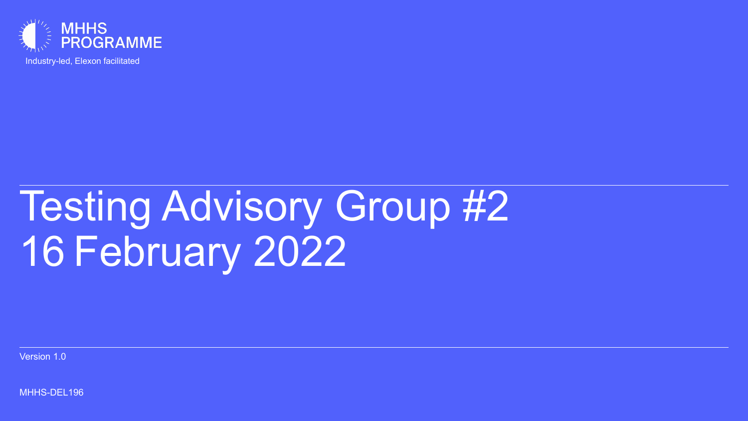MHHS PROGRAMME

Industry-led, Elexon facilitated

# Testing Advisory Group #2
# 16 February 2022

Version 1.0

MHHS-DEL196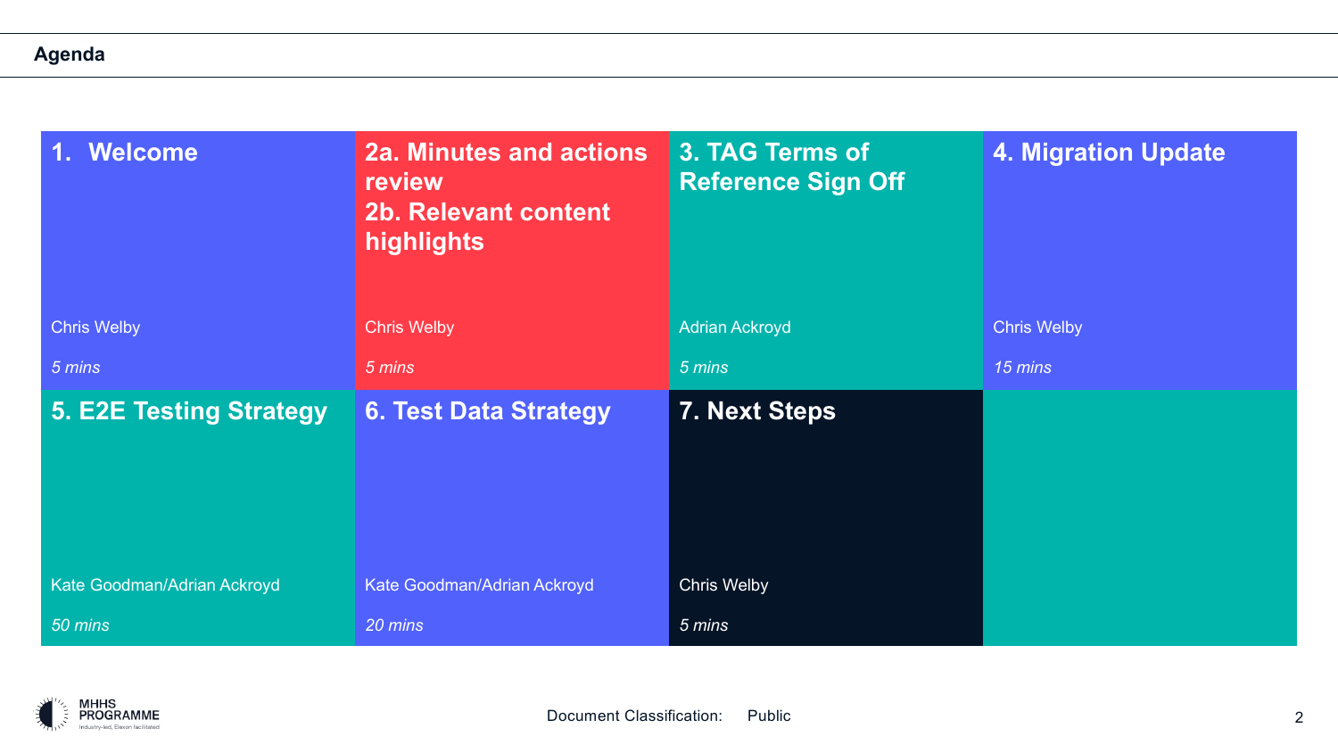# Agenda

| Item | Presenter | Time |
| --- | --- | --- |
| 1. Welcome | Chris Welby | *5 mins* |
| 2a. Minutes and actions review<br>2b. Relevant content highlights | Chris Welby | *5 mins* |
| 3. TAG Terms of Reference Sign Off | Adrian Ackroyd | *5 mins* |
| 4. Migration Update | Chris Welby | *15 mins* |
| 5. E2E Testing Strategy | Kate Goodman/Adrian Ackroyd | *50 mins* |
| 6. Test Data Strategy | Kate Goodman/Adrian Ackroyd | *20 mins* |
| 7. Next Steps | Chris Welby | *5 mins* |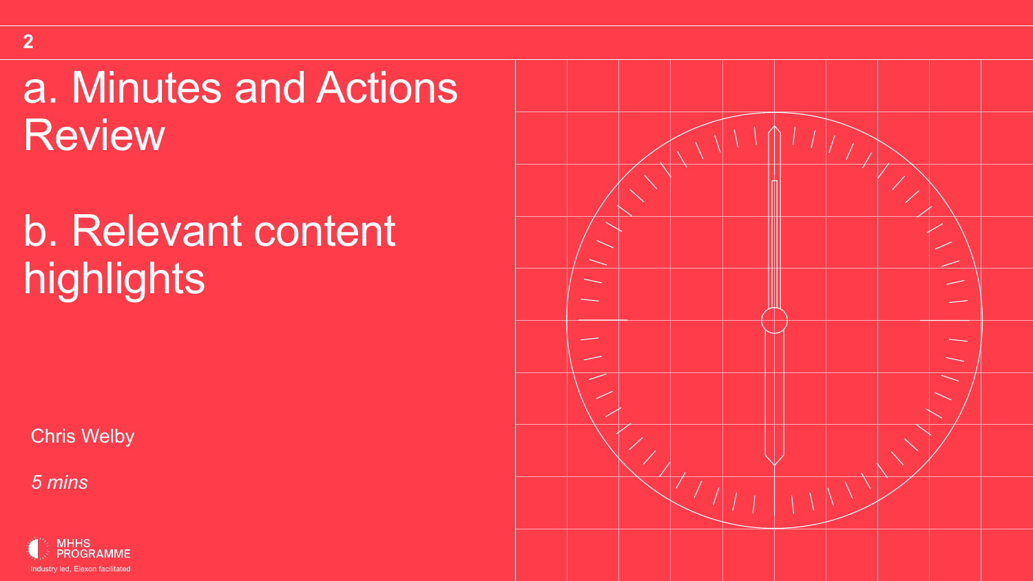# a. Minutes and Actions Review

# b. Relevant content highlights

Chris Welby

*5 mins*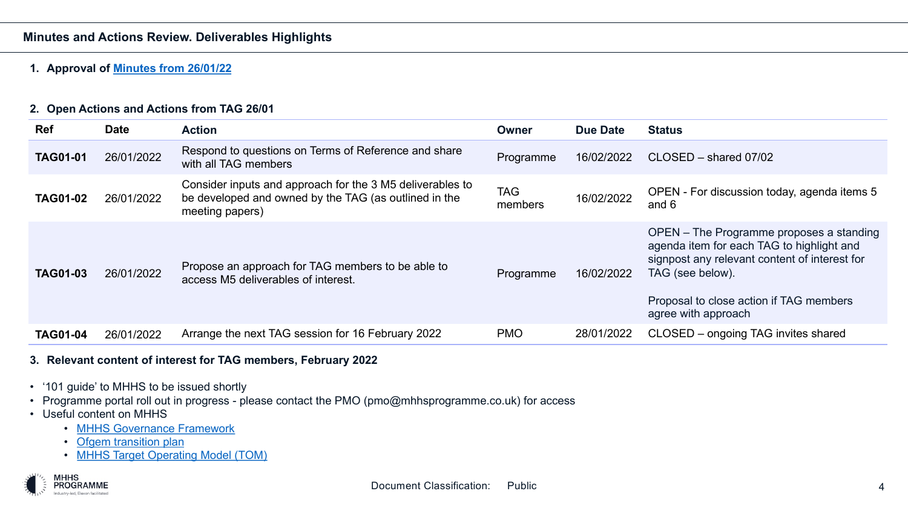## Minutes and Actions Review. Deliverables Highlights

1. **Approval of Minutes from 26/01/22**

2. **Open Actions and Actions from TAG 26/01**

| Ref | Date | Action | Owner | Due Date | Status |
|---|---|---|---|---|---|
| **TAG01-01** | 26/01/2022 | Respond to questions on Terms of Reference and share with all TAG members | Programme | 16/02/2022 | CLOSED – shared 07/02 |
| **TAG01-02** | 26/01/2022 | Consider inputs and approach for the 3 M5 deliverables to be developed and owned by the TAG (as outlined in the meeting papers) | TAG members | 16/02/2022 | OPEN - For discussion today, agenda items 5 and 6 |
| **TAG01-03** | 26/01/2022 | Propose an approach for TAG members to be able to access M5 deliverables of interest. | Programme | 16/02/2022 | OPEN – The Programme proposes a standing agenda item for each TAG to highlight and signpost any relevant content of interest for TAG (see below).<br><br>Proposal to close action if TAG members agree with approach |
| **TAG01-04** | 26/01/2022 | Arrange the next TAG session for 16 February 2022 | PMO | 28/01/2022 | CLOSED – ongoing TAG invites shared |

3. **Relevant content of interest for TAG members, February 2022**

- '101 guide' to MHHS to be issued shortly
- Programme portal roll out in progress - please contact the PMO (pmo@mhhsprogramme.co.uk) for access
- Useful content on MHHS
  - MHHS Governance Framework
  - Ofgem transition plan
  - MHHS Target Operating Model (TOM)

Document Classification: Public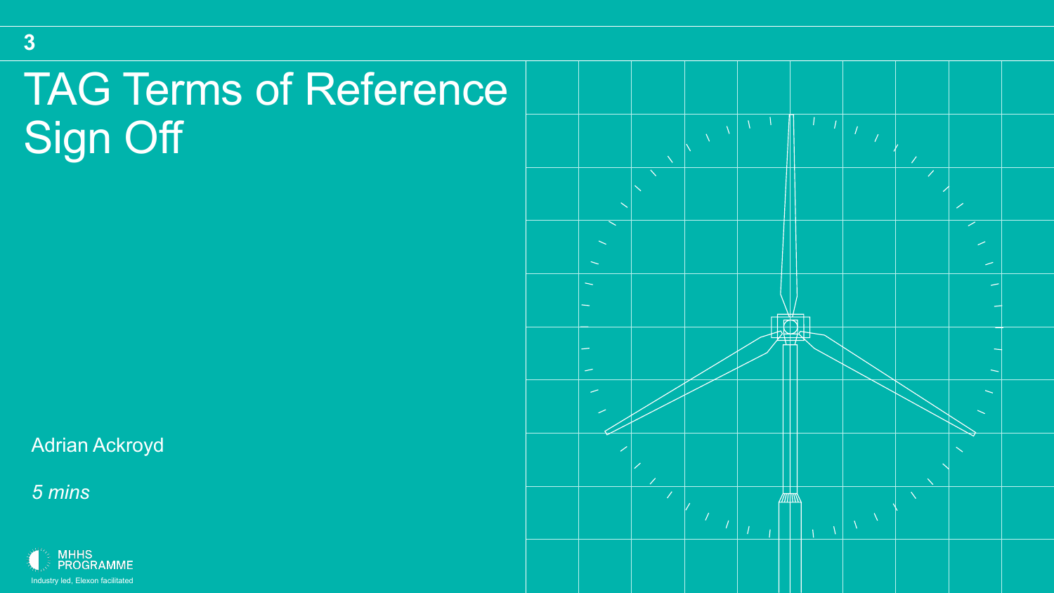3

# TAG Terms of Reference Sign Off

Adrian Ackroyd

*5 mins*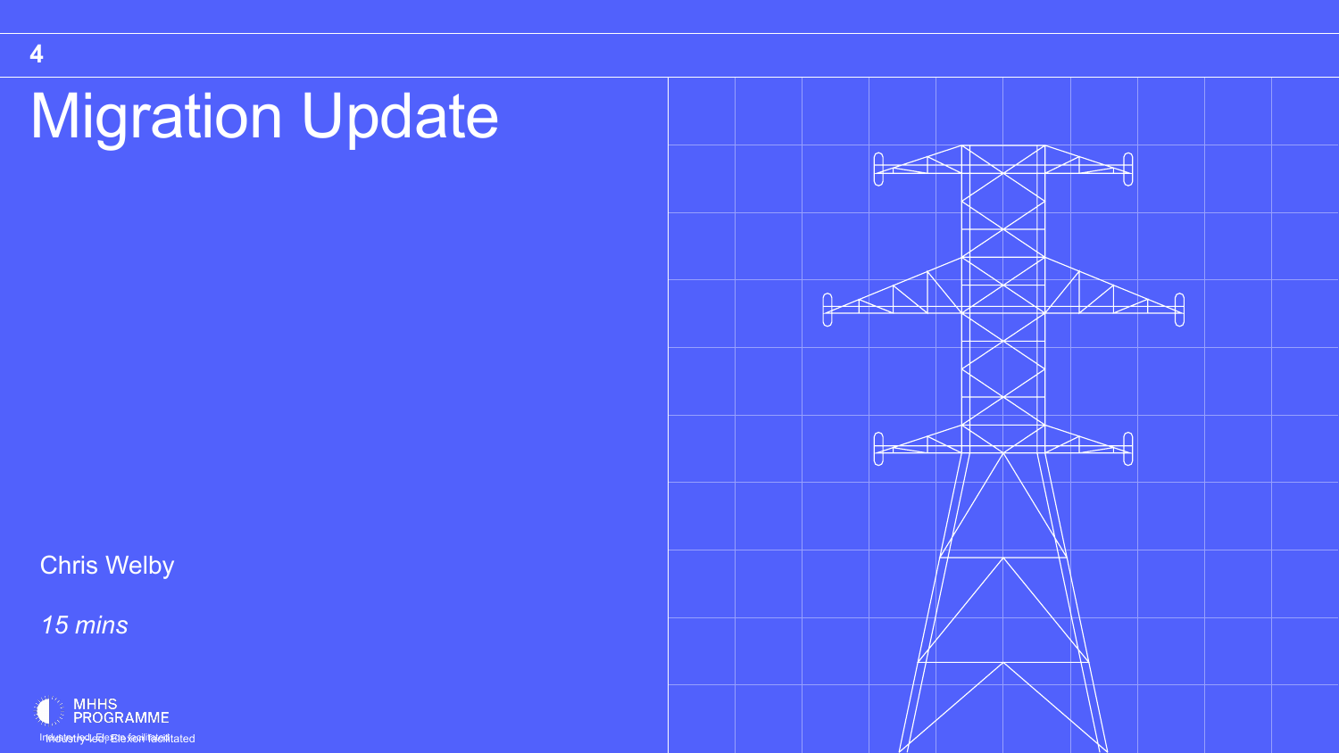# Migration Update

Chris Welby

*15 mins*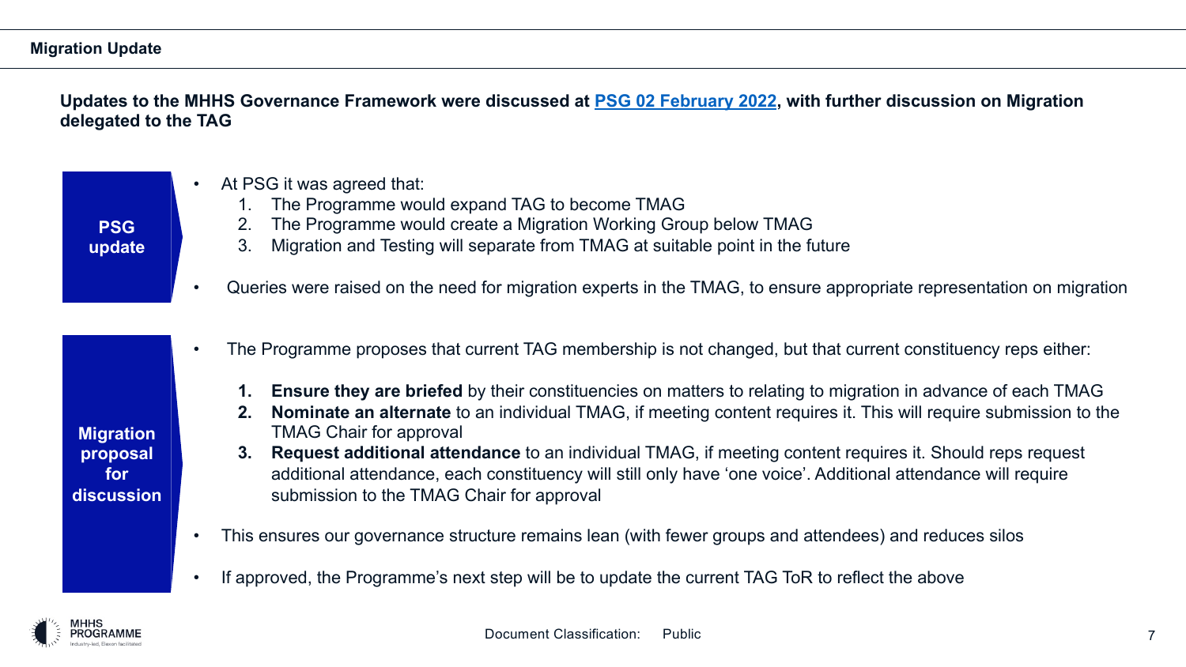## Migration Update

**Updates to the MHHS Governance Framework were discussed at PSG 02 February 2022, with further discussion on Migration delegated to the TAG**

### PSG update

- At PSG it was agreed that:
  1. The Programme would expand TAG to become TMAG
  2. The Programme would create a Migration Working Group below TMAG
  3. Migration and Testing will separate from TMAG at suitable point in the future
- Queries were raised on the need for migration experts in the TMAG, to ensure appropriate representation on migration

### Migration proposal for discussion

- The Programme proposes that current TAG membership is not changed, but that current constituency reps either:
  1. **Ensure they are briefed** by their constituencies on matters to relating to migration in advance of each TMAG
  2. **Nominate an alternate** to an individual TMAG, if meeting content requires it. This will require submission to the TMAG Chair for approval
  3. **Request additional attendance** to an individual TMAG, if meeting content requires it. Should reps request additional attendance, each constituency will still only have 'one voice'. Additional attendance will require submission to the TMAG Chair for approval
- This ensures our governance structure remains lean (with fewer groups and attendees) and reduces silos
- If approved, the Programme's next step will be to update the current TAG ToR to reflect the above

Document Classification: Public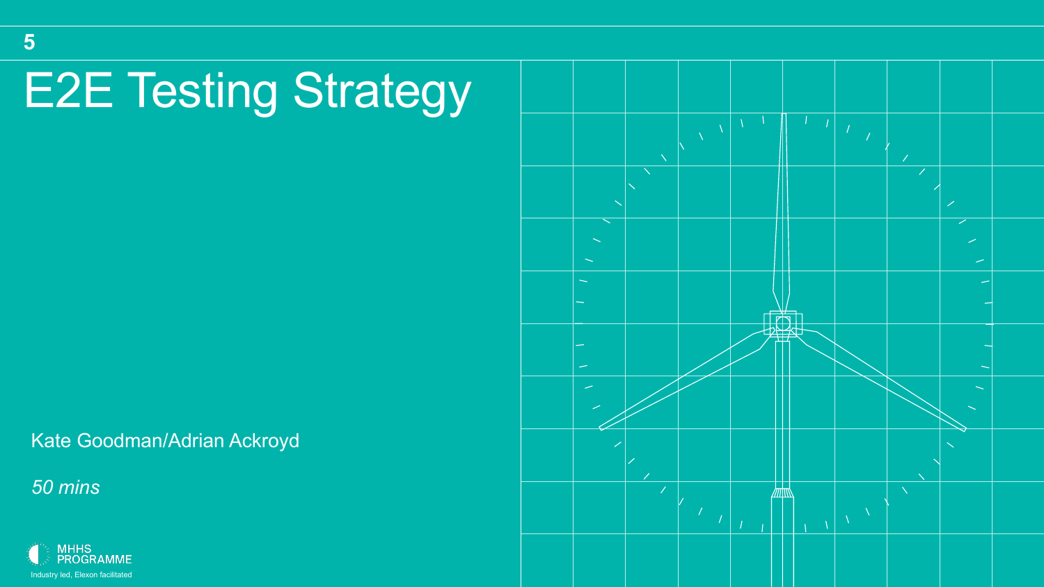# E2E Testing Strategy

Kate Goodman/Adrian Ackroyd

*50 mins*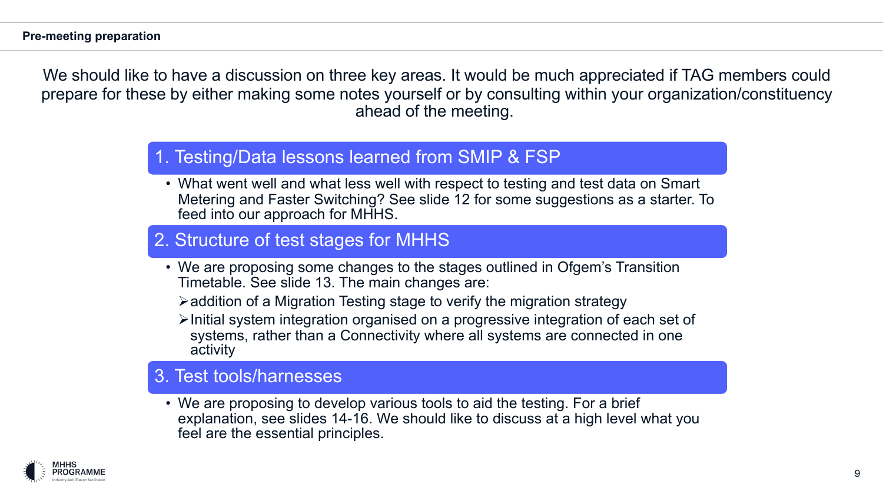## Pre-meeting preparation

We should like to have a discussion on three key areas. It would be much appreciated if TAG members could prepare for these by either making some notes yourself or by consulting within your organization/constituency ahead of the meeting.

### 1. Testing/Data lessons learned from SMIP & FSP

- What went well and what less well with respect to testing and test data on Smart Metering and Faster Switching? See slide 12 for some suggestions as a starter. To feed into our approach for MHHS.

### 2. Structure of test stages for MHHS

- We are proposing some changes to the stages outlined in Ofgem's Transition Timetable. See slide 13. The main changes are:
  - addition of a Migration Testing stage to verify the migration strategy
  - Initial system integration organised on a progressive integration of each set of systems, rather than a Connectivity where all systems are connected in one activity

### 3. Test tools/harnesses

- We are proposing to develop various tools to aid the testing. For a brief explanation, see slides 14-16. We should like to discuss at a high level what you feel are the essential principles.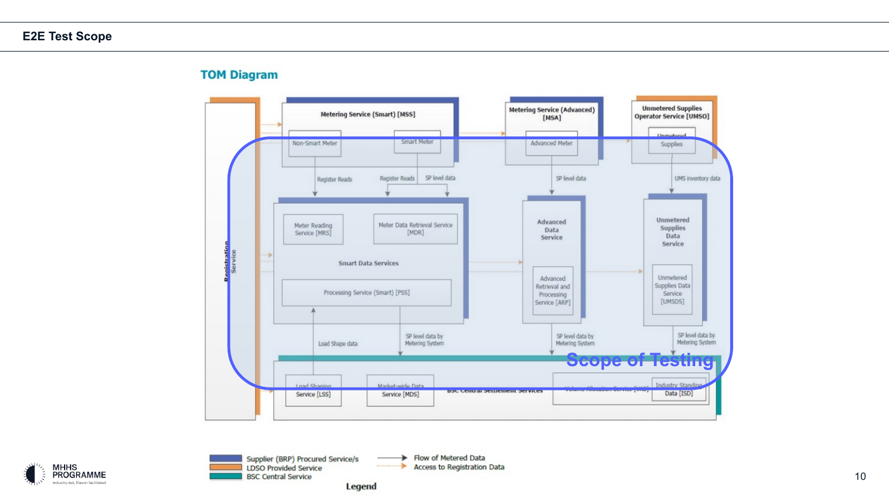# E2E Test Scope

## TOM Diagram

Registration Service

Metering Service (Smart) [MSS]

Non-Smart Meter

Smart Meter

Metering Service (Advanced) [MSA]

Advanced Meter

Unmetered Supplies Operator Service [UMSO]

Unmetered Supplies

Register Reads

Register Reads

SP level data

SP level data

UMS inventory data

Meter Reading Service [MRS]

Meter Data Retrieval Service [MDR]

Smart Data Services

Processing Service (Smart) [PSS]

Advanced Data Service

Advanced Retrieval and Processing Service [ARP]

Unmetered Supplies Data Service

Unmetered Supplies Data Service [UMSDS]

Load Shape data

SP level data by Metering System

SP level data by Metering System

SP level data by Metering System

Scope of Testing

Load Shaping Service [LSS]

Market-wide Data Service [MDS]

BSC Central Settlement Services

Volume Allocation Service [VAS]

Industry Standing Data [ISD]

**Legend**

- Supplier (BRP) Procured Service/s
- LDSO Provided Service
- BSC Central Service
- Flow of Metered Data
- Access to Registration Data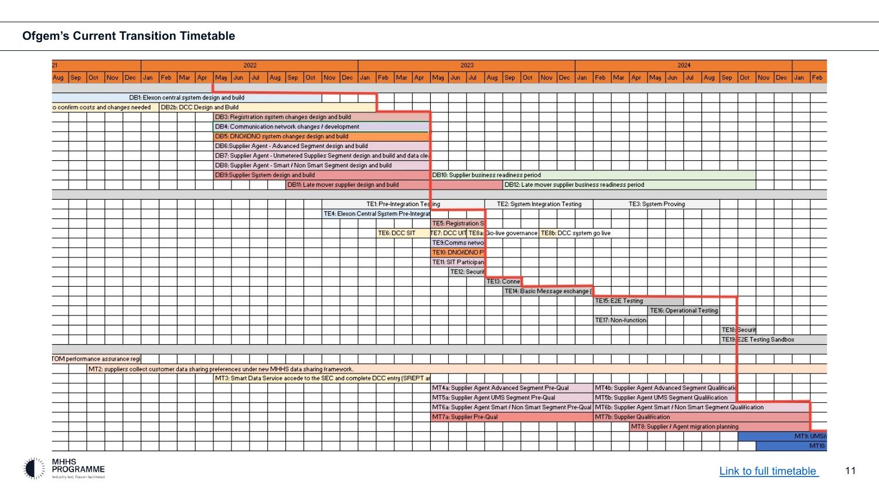## Ofgem's Current Transition Timetable

| | 2022 | | 2023 | | 2024 | | |
|---|---|---|---|---|---|---|---|

Timeline months: Aug, Sep, Oct, Nov, Dec (2021); Jan–Dec (2022); Jan–Dec (2023); Jan–Dec (2024); Jan, Feb (2025)

**Design and Build**

- DB1: Elexon central system design and build
- o confirm costs and changes needed
- DB2b: DCC Design and Build
- DB3: Registration system changes design and build
- DB4: Communication network changes / development
- DB5: DNO/iDNO system changes design and build
- DB6: Supplier Agent - Advanced Segment design and build
- DB7: Supplier Agent - Unmetered Supplies Segment design and build and data clea
- DB8: Supplier Agent - Smart / Non Smart Segment design and build
- DB9: Supplier System design and build
- DB10: Supplier business readiness period
- DB11: Late mover supplier design and build
- DB12: Late mover supplier business readiness period

**Testing**

- TE1: Pre-Integration Testing
- TE2: System Integration Testing
- TE3: System Proving
- TE4: Elexon Central System Pre-Integrat
- TE5: Registration S
- TE6: DCC SIT
- TE7: DCC UIT
- TE8a: Go-live governance
- TE8b: DCC system go live
- TE9: Comms netwo
- TE10: DNO/iDNO P
- TE11: SIT Participan
- TE12: Securi
- TE13: Conne
- TE14: Basic Message exchange (
- TE15: E2E Testing
- TE16: Operational Testing
- TE17: Non-function
- TE18: Securit
- TE19: E2E Testing Sandbox

**Migration**

- TOM performance assurance regi
- MT2: suppliers collect customer data sharing preferences under new MHHS data sharing framework.
- MT3: Smart Data Service accede to the SEC and complete DCC entry (SREPT ar
- MT4a: Supplier Agent Advanced Segment Pre-Qual
- MT4b: Supplier Agent Advanced Segment Qualificati
- MT5a: Supplier Agent UMS Segment Pre-Qual
- MT5b: Supplier Agent UMS Segment Qualification
- MT6a: Supplier Agent Smart / Non Smart Segment Pre-Qual
- MT6b: Supplier Agent Smart / Non Smart Segment Qualification
- MT7a: Supplier Pre-Qual
- MT7b: Supplier Qualification
- MT8: Supplier / Agent migration planning
- MT9: UMS/
- MT10:

[Link to full timetable](#)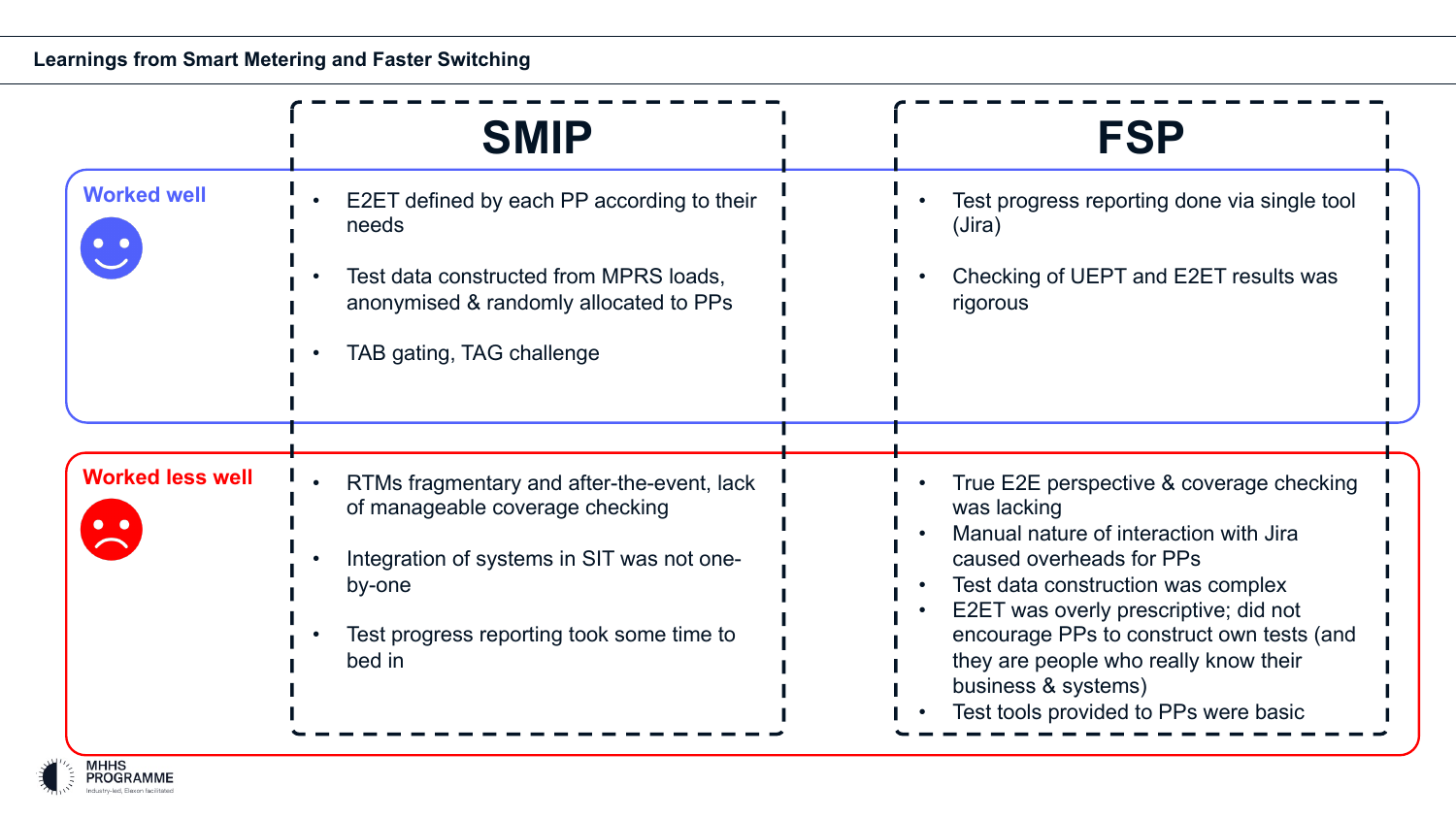## Learnings from Smart Metering and Faster Switching

| | SMIP | FSP |
|---|---|---|
| **Worked well** | • E2ET defined by each PP according to their needs<br>• Test data constructed from MPRS loads, anonymised & randomly allocated to PPs<br>• TAB gating, TAG challenge | • Test progress reporting done via single tool (Jira)<br>• Checking of UEPT and E2ET results was rigorous |
| **Worked less well** | • RTMs fragmentary and after-the-event, lack of manageable coverage checking<br>• Integration of systems in SIT was not one-by-one<br>• Test progress reporting took some time to bed in | • True E2E perspective & coverage checking was lacking<br>• Manual nature of interaction with Jira caused overheads for PPs<br>• Test data construction was complex<br>• E2ET was overly prescriptive; did not encourage PPs to construct own tests (and they are people who really know their business & systems)<br>• Test tools provided to PPs were basic |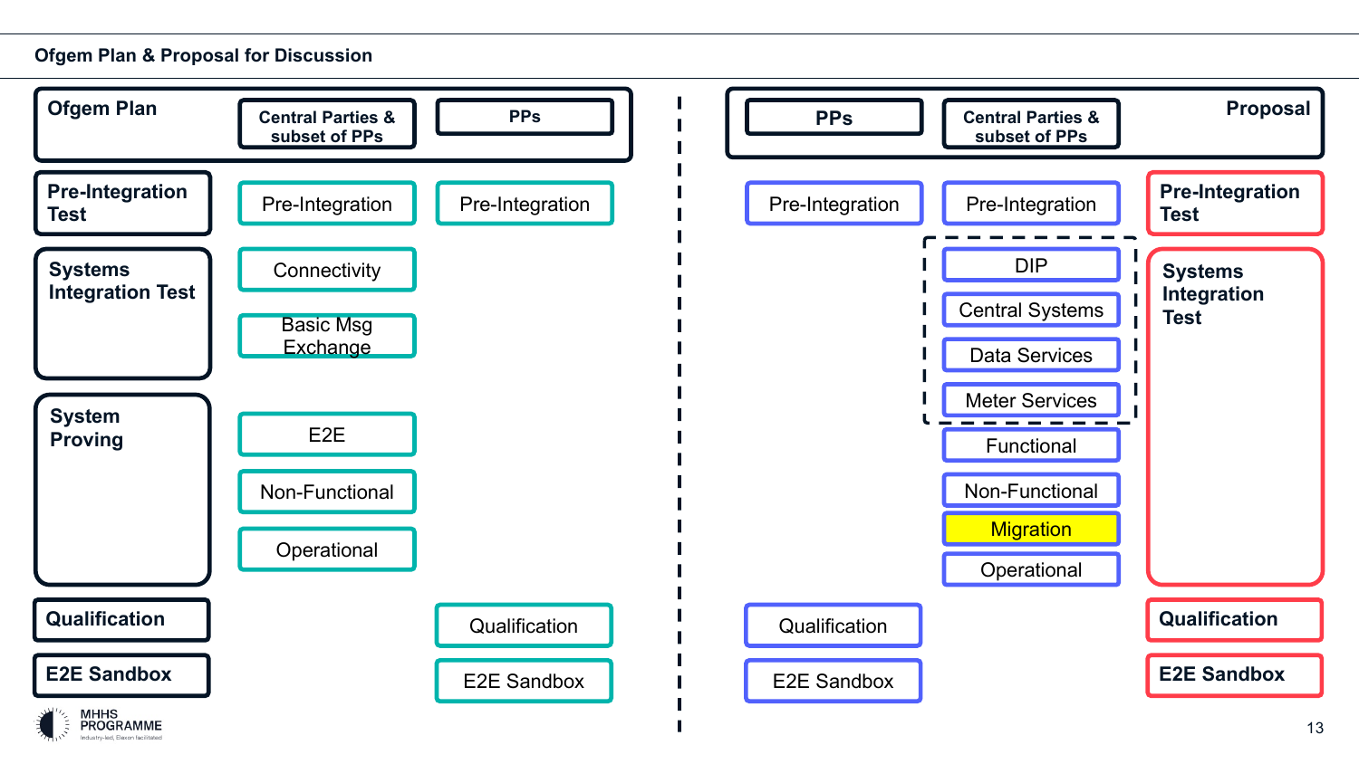## Ofgem Plan & Proposal for Discussion

### Ofgem Plan

| Ofgem Plan | Central Parties & subset of PPs | PPs |
|---|---|---|
| **Pre-Integration Test** | Pre-Integration | Pre-Integration |
| **Systems Integration Test** | Connectivity | |
| | Basic Msg Exchange | |
| **System Proving** | E2E | |
| | Non-Functional | |
| | Operational | |
| **Qualification** | | Qualification |
| **E2E Sandbox** | | E2E Sandbox |

### Proposal

| PPs | Central Parties & subset of PPs | Proposal |
|---|---|---|
| Pre-Integration | Pre-Integration | **Pre-Integration Test** |
| | DIP | **Systems Integration Test** |
| | Central Systems | |
| | Data Services | |
| | Meter Services | |
| | Functional | |
| | Non-Functional | |
| | Migration | |
| | Operational | |
| Qualification | | **Qualification** |
| E2E Sandbox | | **E2E Sandbox** |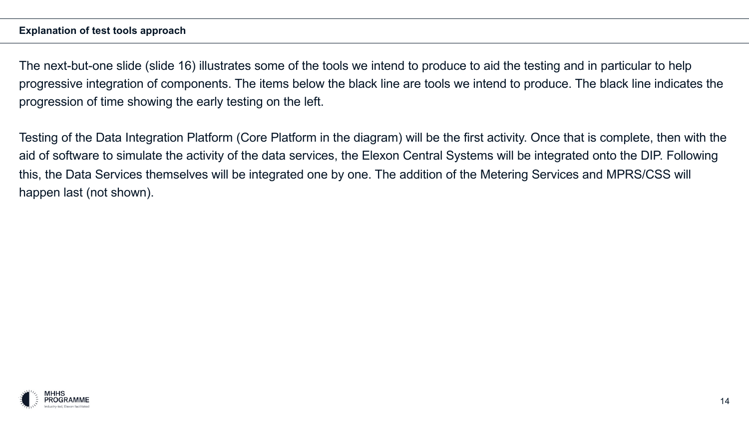## Explanation of test tools approach

The next-but-one slide (slide 16) illustrates some of the tools we intend to produce to aid the testing and in particular to help progressive integration of components. The items below the black line are tools we intend to produce. The black line indicates the progression of time showing the early testing on the left.

Testing of the Data Integration Platform (Core Platform in the diagram) will be the first activity. Once that is complete, then with the aid of software to simulate the activity of the data services, the Elexon Central Systems will be integrated onto the DIP. Following this, the Data Services themselves will be integrated one by one. The addition of the Metering Services and MPRS/CSS will happen last (not shown).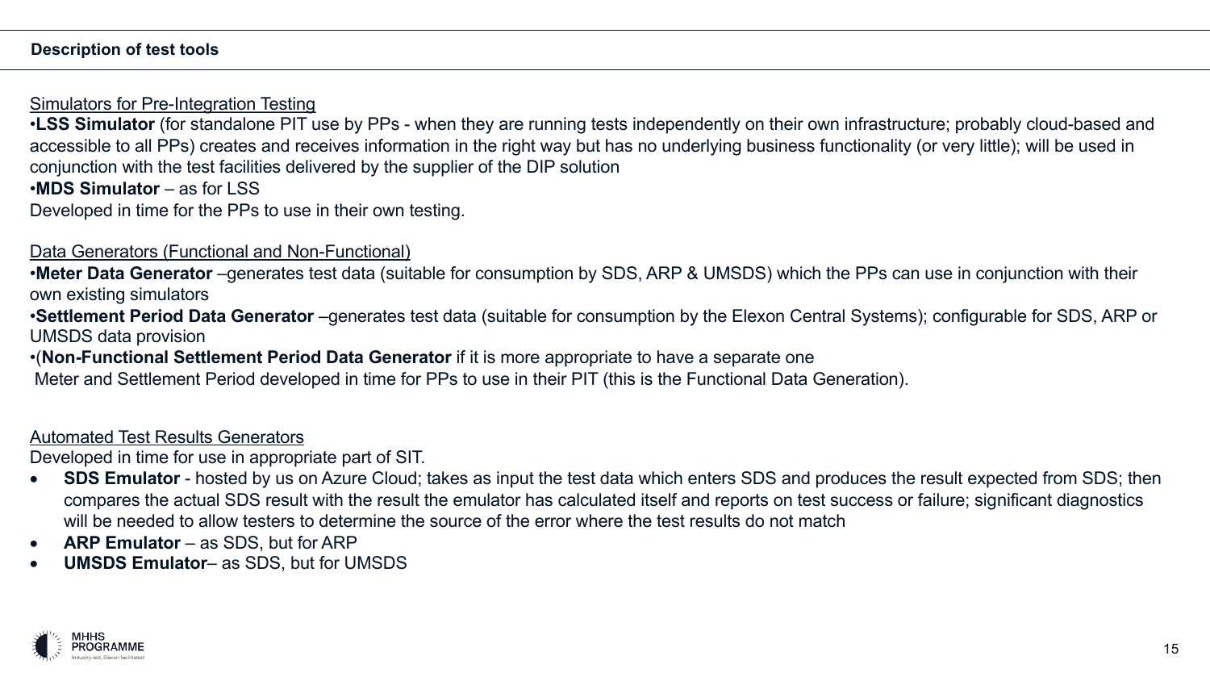## Description of test tools

Simulators for Pre-Integration Testing

- **LSS Simulator** (for standalone PIT use by PPs - when they are running tests independently on their own infrastructure; probably cloud-based and accessible to all PPs) creates and receives information in the right way but has no underlying business functionality (or very little); will be used in conjunction with the test facilities delivered by the supplier of the DIP solution
- **MDS Simulator** – as for LSS

Developed in time for the PPs to use in their own testing.

Data Generators (Functional and Non-Functional)

- **Meter Data Generator** –generates test data (suitable for consumption by SDS, ARP & UMSDS) which the PPs can use in conjunction with their own existing simulators
- **Settlement Period Data Generator** –generates test data (suitable for consumption by the Elexon Central Systems); configurable for SDS, ARP or UMSDS data provision
- (**Non-Functional Settlement Period Data Generator** if it is more appropriate to have a separate one

Meter and Settlement Period developed in time for PPs to use in their PIT (this is the Functional Data Generation).

Automated Test Results Generators

Developed in time for use in appropriate part of SIT.

- **SDS Emulator** - hosted by us on Azure Cloud; takes as input the test data which enters SDS and produces the result expected from SDS; then compares the actual SDS result with the result the emulator has calculated itself and reports on test success or failure; significant diagnostics will be needed to allow testers to determine the source of the error where the test results do not match
- **ARP Emulator** – as SDS, but for ARP
- **UMSDS Emulator**– as SDS, but for UMSDS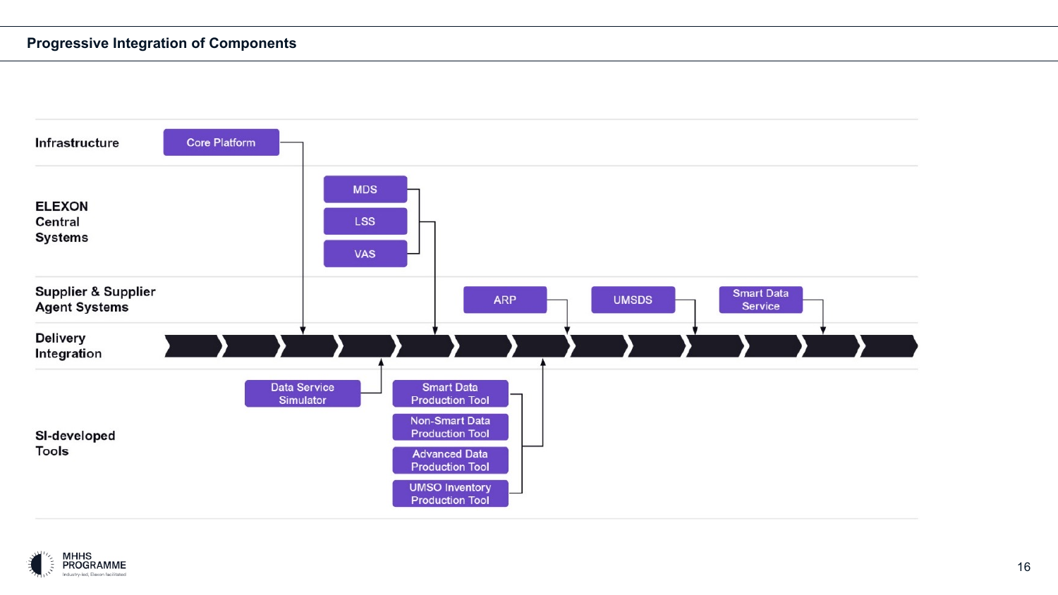## Progressive Integration of Components

**Infrastructure**

- Core Platform

**ELEXON Central Systems**

- MDS
- LSS
- VAS

**Supplier & Supplier Agent Systems**

- ARP
- UMSDS
- Smart Data Service

**Delivery Integration**

**SI-developed Tools**

- Data Service Simulator
- Smart Data Production Tool
- Non-Smart Data Production Tool
- Advanced Data Production Tool
- UMSO Inventory Production Tool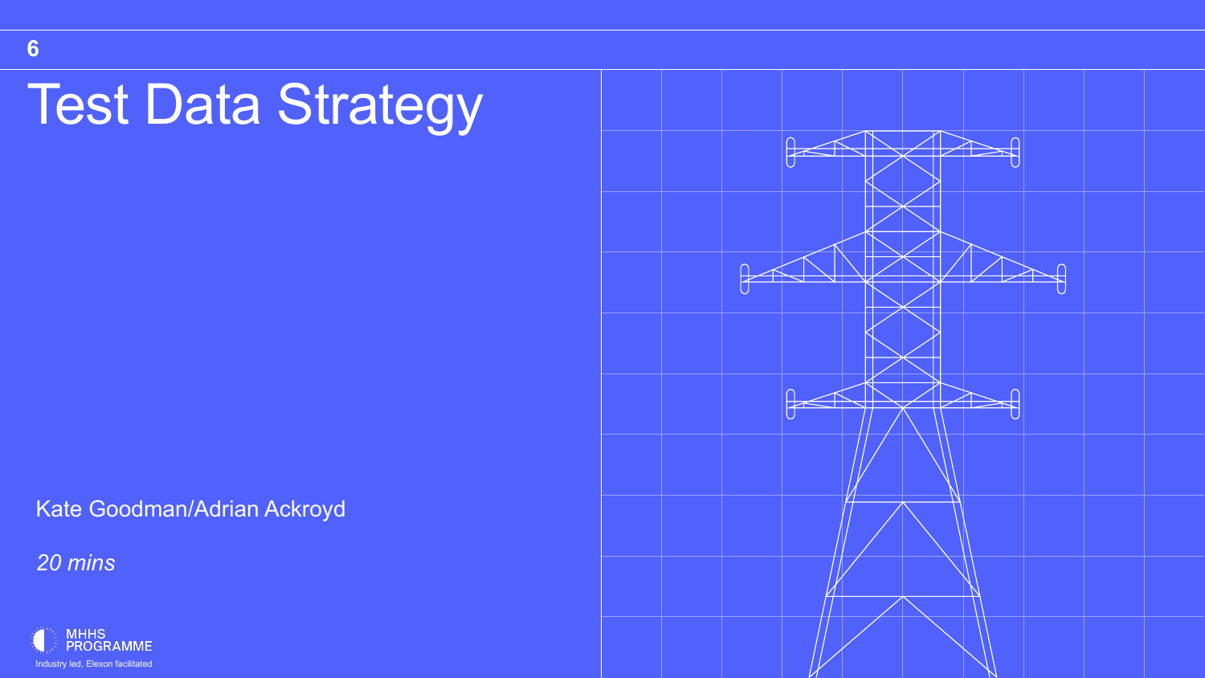6

# Test Data Strategy

Kate Goodman/Adrian Ackroyd

*20 mins*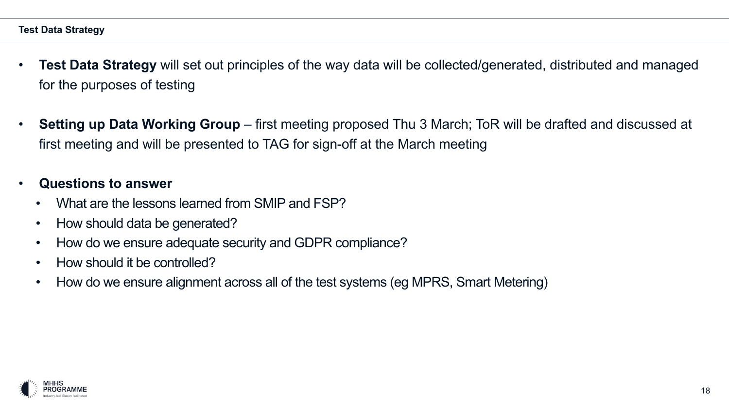## Test Data Strategy

- **Test Data Strategy** will set out principles of the way data will be collected/generated, distributed and managed for the purposes of testing
- **Setting up Data Working Group** – first meeting proposed Thu 3 March; ToR will be drafted and discussed at first meeting and will be presented to TAG for sign-off at the March meeting
- **Questions to answer**
  - What are the lessons learned from SMIP and FSP?
  - How should data be generated?
  - How do we ensure adequate security and GDPR compliance?
  - How should it be controlled?
  - How do we ensure alignment across all of the test systems (eg MPRS, Smart Metering)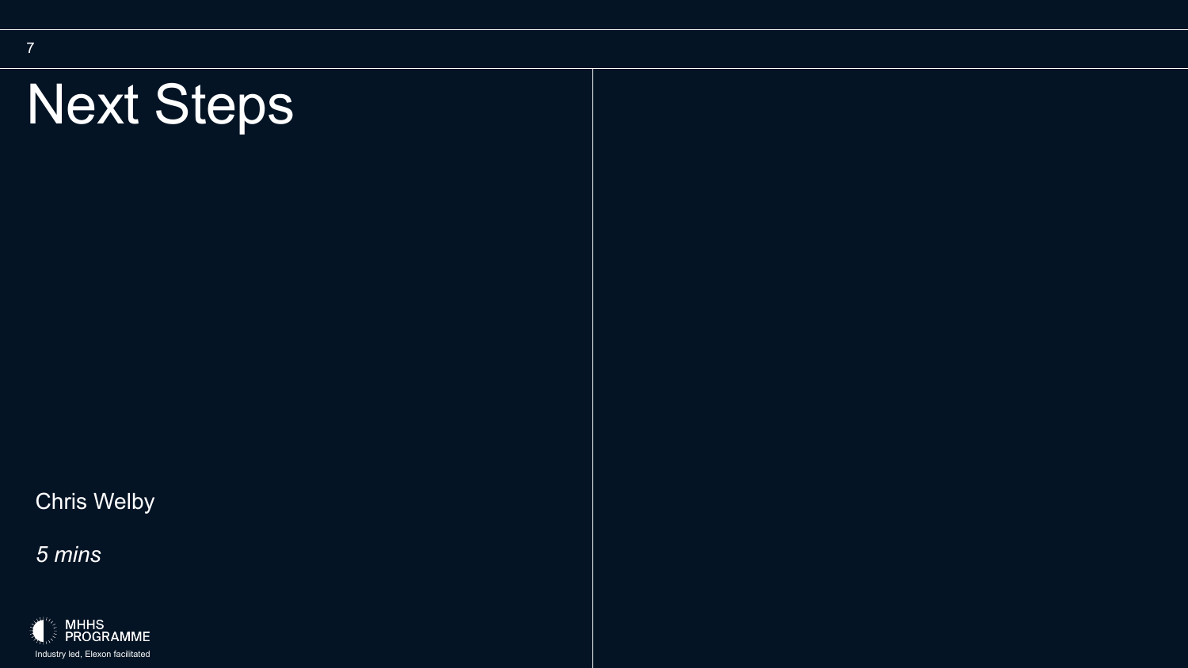# Next Steps

Chris Welby

*5 mins*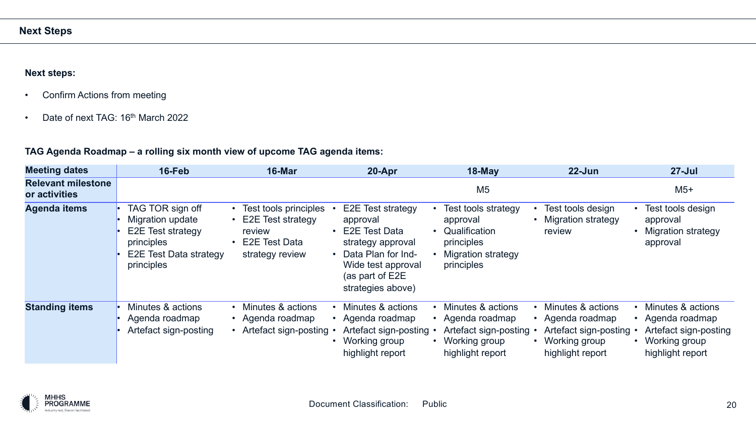## Next Steps

**Next steps:**

- Confirm Actions from meeting
- Date of next TAG: 16th March 2022

**TAG Agenda Roadmap – a rolling six month view of upcome TAG agenda items:**

| Meeting dates | 16-Feb | 16-Mar | 20-Apr | 18-May | 22-Jun | 27-Jul |
|---|---|---|---|---|---|---|
| Relevant milestone or activities | | | | M5 | | M5+ |
| Agenda items | • TAG TOR sign off<br>• Migration update<br>• E2E Test strategy principles<br>• E2E Test Data strategy principles | • Test tools principles<br>• E2E Test strategy review<br>• E2E Test Data strategy review | • E2E Test strategy approval<br>• E2E Test Data strategy approval<br>• Data Plan for Ind-Wide test approval (as part of E2E strategies above) | • Test tools strategy approval<br>• Qualification principles<br>• Migration strategy principles | • Test tools design<br>• Migration strategy review | • Test tools design approval<br>• Migration strategy approval |
| Standing items | • Minutes & actions<br>• Agenda roadmap<br>• Artefact sign-posting | • Minutes & actions<br>• Agenda roadmap<br>• Artefact sign-posting | • Minutes & actions<br>• Agenda roadmap<br>• Artefact sign-posting<br>• Working group highlight report | • Minutes & actions<br>• Agenda roadmap<br>• Artefact sign-posting<br>• Working group highlight report | • Minutes & actions<br>• Agenda roadmap<br>• Artefact sign-posting<br>• Working group highlight report | • Minutes & actions<br>• Agenda roadmap<br>• Artefact sign-posting<br>• Working group highlight report |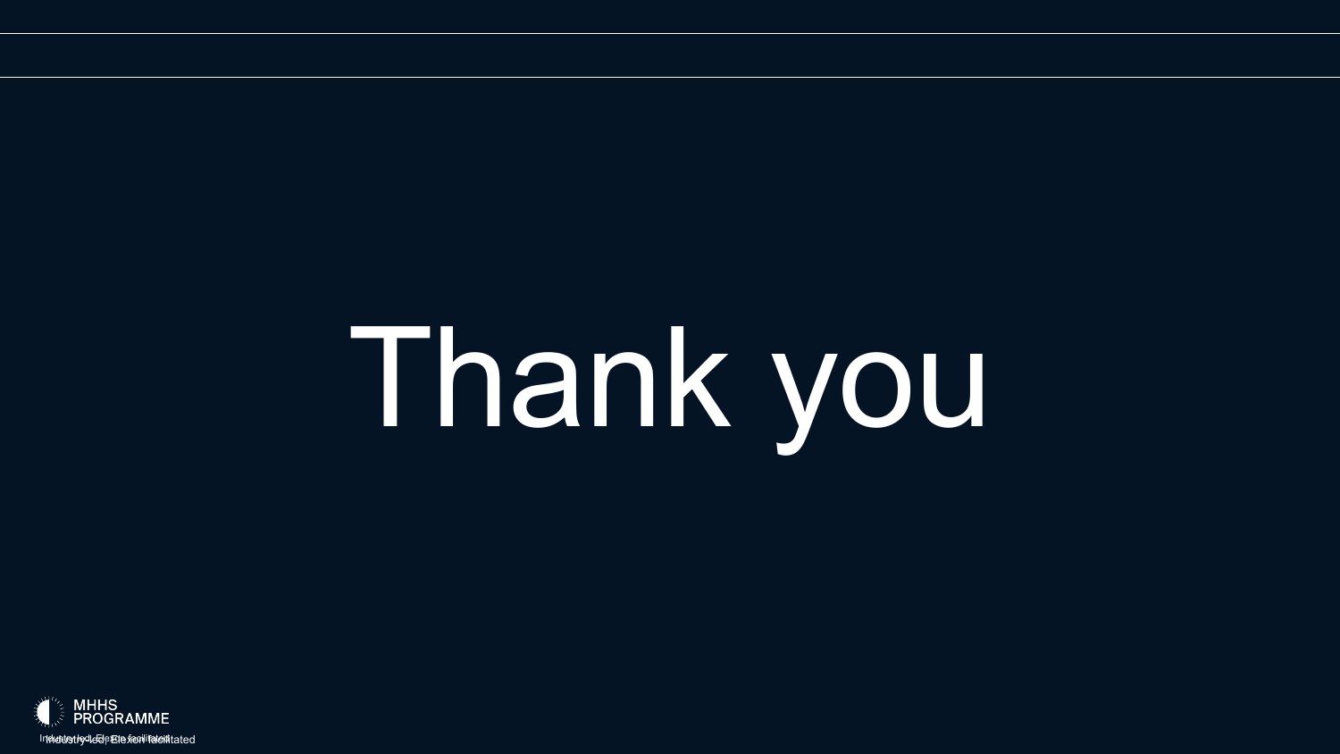# Thank you